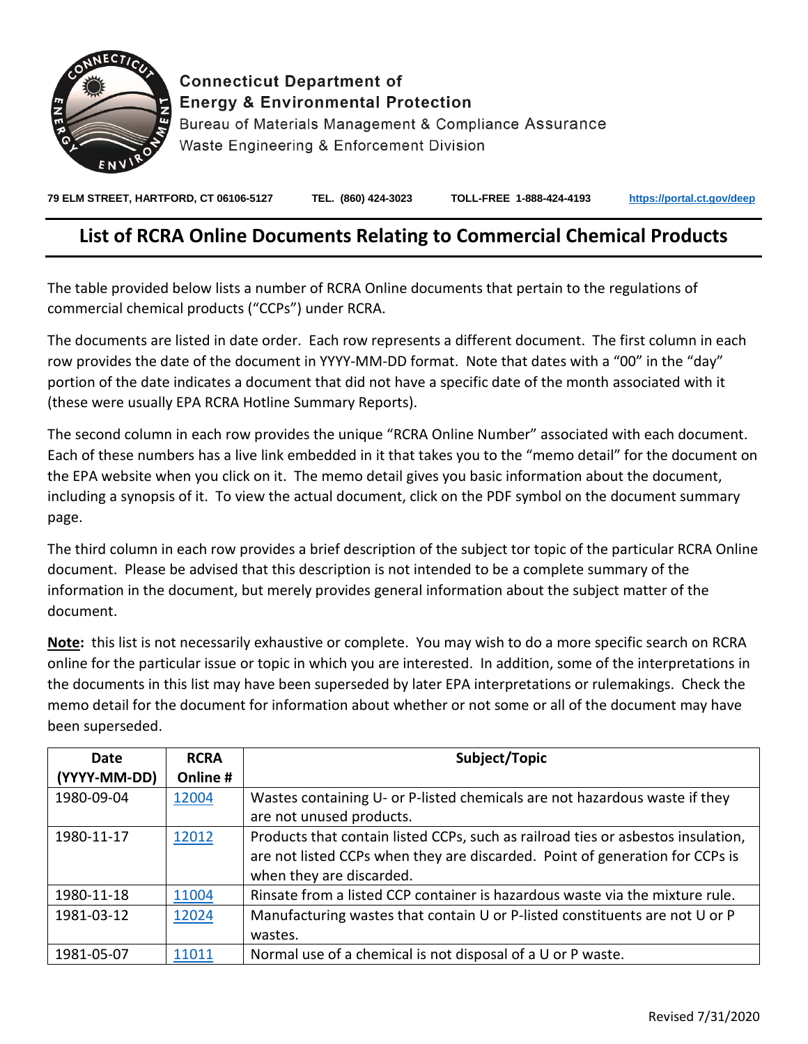Connecticut Department of
Energy & Environmental Protection
Bureau of Materials Management & Compliance Assurance
Waste Engineering & Enforcement Division

79 ELM STREET, HARTFORD, CT 06106-5127 TEL. (860) 424-3023 TOLL-FREE 1-888-424-4193 https://portal.ct.gov/deep

# List of RCRA Online Documents Relating to Commercial Chemical Products

The table provided below lists a number of RCRA Online documents that pertain to the regulations of commercial chemical products ("CCPs") under RCRA.

The documents are listed in date order. Each row represents a different document. The first column in each row provides the date of the document in YYYY-MM-DD format. Note that dates with a "00" in the "day" portion of the date indicates a document that did not have a specific date of the month associated with it (these were usually EPA RCRA Hotline Summary Reports).

The second column in each row provides the unique "RCRA Online Number" associated with each document. Each of these numbers has a live link embedded in it that takes you to the "memo detail" for the document on the EPA website when you click on it. The memo detail gives you basic information about the document, including a synopsis of it. To view the actual document, click on the PDF symbol on the document summary page.

The third column in each row provides a brief description of the subject tor topic of the particular RCRA Online document. Please be advised that this description is not intended to be a complete summary of the information in the document, but merely provides general information about the subject matter of the document.

**Note:** this list is not necessarily exhaustive or complete. You may wish to do a more specific search on RCRA online for the particular issue or topic in which you are interested. In addition, some of the interpretations in the documents in this list may have been superseded by later EPA interpretations or rulemakings. Check the memo detail for the document for information about whether or not some or all of the document may have been superseded.

| Date (YYYY-MM-DD) | RCRA Online # | Subject/Topic |
|---|---|---|
| 1980-09-04 | 12004 | Wastes containing U- or P-listed chemicals are not hazardous waste if they are not unused products. |
| 1980-11-17 | 12012 | Products that contain listed CCPs, such as railroad ties or asbestos insulation, are not listed CCPs when they are discarded. Point of generation for CCPs is when they are discarded. |
| 1980-11-18 | 11004 | Rinsate from a listed CCP container is hazardous waste via the mixture rule. |
| 1981-03-12 | 12024 | Manufacturing wastes that contain U or P-listed constituents are not U or P wastes. |
| 1981-05-07 | 11011 | Normal use of a chemical is not disposal of a U or P waste. |

Revised 7/31/2020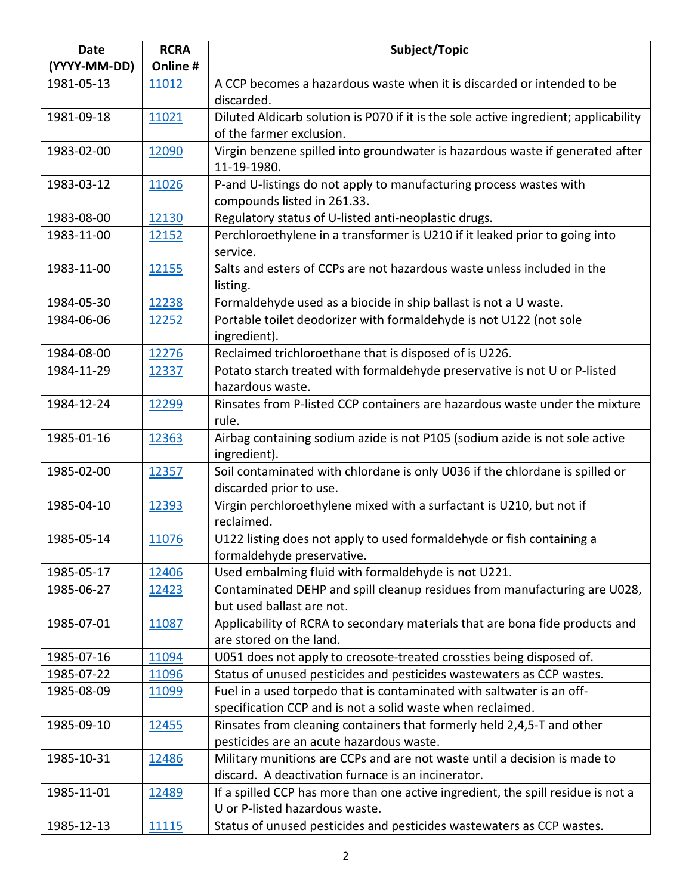| Date (YYYY-MM-DD) | RCRA Online # | Subject/Topic |
|---|---|---|
| 1981-05-13 | 11012 | A CCP becomes a hazardous waste when it is discarded or intended to be discarded. |
| 1981-09-18 | 11021 | Diluted Aldicarb solution is P070 if it is the sole active ingredient; applicability of the farmer exclusion. |
| 1983-02-00 | 12090 | Virgin benzene spilled into groundwater is hazardous waste if generated after 11-19-1980. |
| 1983-03-12 | 11026 | P-and U-listings do not apply to manufacturing process wastes with compounds listed in 261.33. |
| 1983-08-00 | 12130 | Regulatory status of U-listed anti-neoplastic drugs. |
| 1983-11-00 | 12152 | Perchloroethylene in a transformer is U210 if it leaked prior to going into service. |
| 1983-11-00 | 12155 | Salts and esters of CCPs are not hazardous waste unless included in the listing. |
| 1984-05-30 | 12238 | Formaldehyde used as a biocide in ship ballast is not a U waste. |
| 1984-06-06 | 12252 | Portable toilet deodorizer with formaldehyde is not U122 (not sole ingredient). |
| 1984-08-00 | 12276 | Reclaimed trichloroethane that is disposed of is U226. |
| 1984-11-29 | 12337 | Potato starch treated with formaldehyde preservative is not U or P-listed hazardous waste. |
| 1984-12-24 | 12299 | Rinsates from P-listed CCP containers are hazardous waste under the mixture rule. |
| 1985-01-16 | 12363 | Airbag containing sodium azide is not P105 (sodium azide is not sole active ingredient). |
| 1985-02-00 | 12357 | Soil contaminated with chlordane is only U036 if the chlordane is spilled or discarded prior to use. |
| 1985-04-10 | 12393 | Virgin perchloroethylene mixed with a surfactant is U210, but not if reclaimed. |
| 1985-05-14 | 11076 | U122 listing does not apply to used formaldehyde or fish containing a formaldehyde preservative. |
| 1985-05-17 | 12406 | Used embalming fluid with formaldehyde is not U221. |
| 1985-06-27 | 12423 | Contaminated DEHP and spill cleanup residues from manufacturing are U028, but used ballast are not. |
| 1985-07-01 | 11087 | Applicability of RCRA to secondary materials that are bona fide products and are stored on the land. |
| 1985-07-16 | 11094 | U051 does not apply to creosote-treated crossties being disposed of. |
| 1985-07-22 | 11096 | Status of unused pesticides and pesticides wastewaters as CCP wastes. |
| 1985-08-09 | 11099 | Fuel in a used torpedo that is contaminated with saltwater is an off-specification CCP and is not a solid waste when reclaimed. |
| 1985-09-10 | 12455 | Rinsates from cleaning containers that formerly held 2,4,5-T and other pesticides are an acute hazardous waste. |
| 1985-10-31 | 12486 | Military munitions are CCPs and are not waste until a decision is made to discard. A deactivation furnace is an incinerator. |
| 1985-11-01 | 12489 | If a spilled CCP has more than one active ingredient, the spill residue is not a U or P-listed hazardous waste. |
| 1985-12-13 | 11115 | Status of unused pesticides and pesticides wastewaters as CCP wastes. |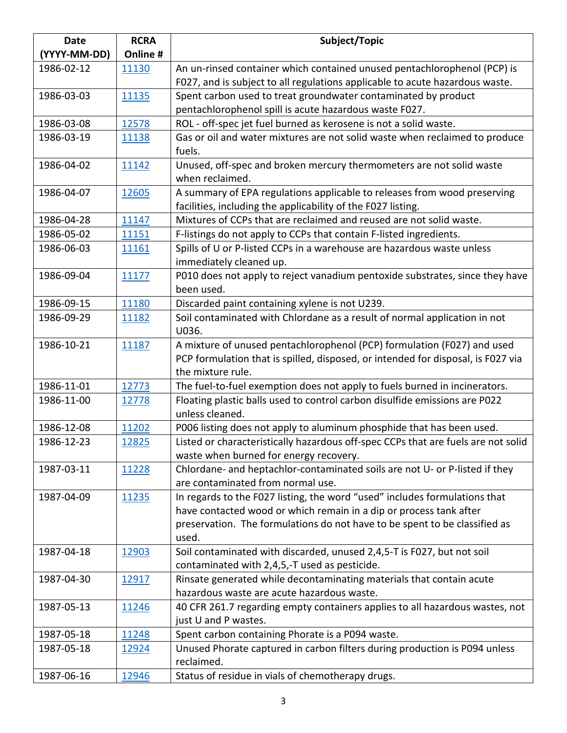| Date (YYYY-MM-DD) | RCRA Online # | Subject/Topic |
|---|---|---|
| 1986-02-12 | 11130 | An un-rinsed container which contained unused pentachlorophenol (PCP) is F027, and is subject to all regulations applicable to acute hazardous waste. |
| 1986-03-03 | 11135 | Spent carbon used to treat groundwater contaminated by product pentachlorophenol spill is acute hazardous waste F027. |
| 1986-03-08 | 12578 | ROL - off-spec jet fuel burned as kerosene is not a solid waste. |
| 1986-03-19 | 11138 | Gas or oil and water mixtures are not solid waste when reclaimed to produce fuels. |
| 1986-04-02 | 11142 | Unused, off-spec and broken mercury thermometers are not solid waste when reclaimed. |
| 1986-04-07 | 12605 | A summary of EPA regulations applicable to releases from wood preserving facilities, including the applicability of the F027 listing. |
| 1986-04-28 | 11147 | Mixtures of CCPs that are reclaimed and reused are not solid waste. |
| 1986-05-02 | 11151 | F-listings do not apply to CCPs that contain F-listed ingredients. |
| 1986-06-03 | 11161 | Spills of U or P-listed CCPs in a warehouse are hazardous waste unless immediately cleaned up. |
| 1986-09-04 | 11177 | P010 does not apply to reject vanadium pentoxide substrates, since they have been used. |
| 1986-09-15 | 11180 | Discarded paint containing xylene is not U239. |
| 1986-09-29 | 11182 | Soil contaminated with Chlordane as a result of normal application in not U036. |
| 1986-10-21 | 11187 | A mixture of unused pentachlorophenol (PCP) formulation (F027) and used PCP formulation that is spilled, disposed, or intended for disposal, is F027 via the mixture rule. |
| 1986-11-01 | 12773 | The fuel-to-fuel exemption does not apply to fuels burned in incinerators. |
| 1986-11-00 | 12778 | Floating plastic balls used to control carbon disulfide emissions are P022 unless cleaned. |
| 1986-12-08 | 11202 | P006 listing does not apply to aluminum phosphide that has been used. |
| 1986-12-23 | 12825 | Listed or characteristically hazardous off-spec CCPs that are fuels are not solid waste when burned for energy recovery. |
| 1987-03-11 | 11228 | Chlordane- and heptachlor-contaminated soils are not U- or P-listed if they are contaminated from normal use. |
| 1987-04-09 | 11235 | In regards to the F027 listing, the word "used" includes formulations that have contacted wood or which remain in a dip or process tank after preservation. The formulations do not have to be spent to be classified as used. |
| 1987-04-18 | 12903 | Soil contaminated with discarded, unused 2,4,5-T is F027, but not soil contaminated with 2,4,5,-T used as pesticide. |
| 1987-04-30 | 12917 | Rinsate generated while decontaminating materials that contain acute hazardous waste are acute hazardous waste. |
| 1987-05-13 | 11246 | 40 CFR 261.7 regarding empty containers applies to all hazardous wastes, not just U and P wastes. |
| 1987-05-18 | 11248 | Spent carbon containing Phorate is a P094 waste. |
| 1987-05-18 | 12924 | Unused Phorate captured in carbon filters during production is P094 unless reclaimed. |
| 1987-06-16 | 12946 | Status of residue in vials of chemotherapy drugs. |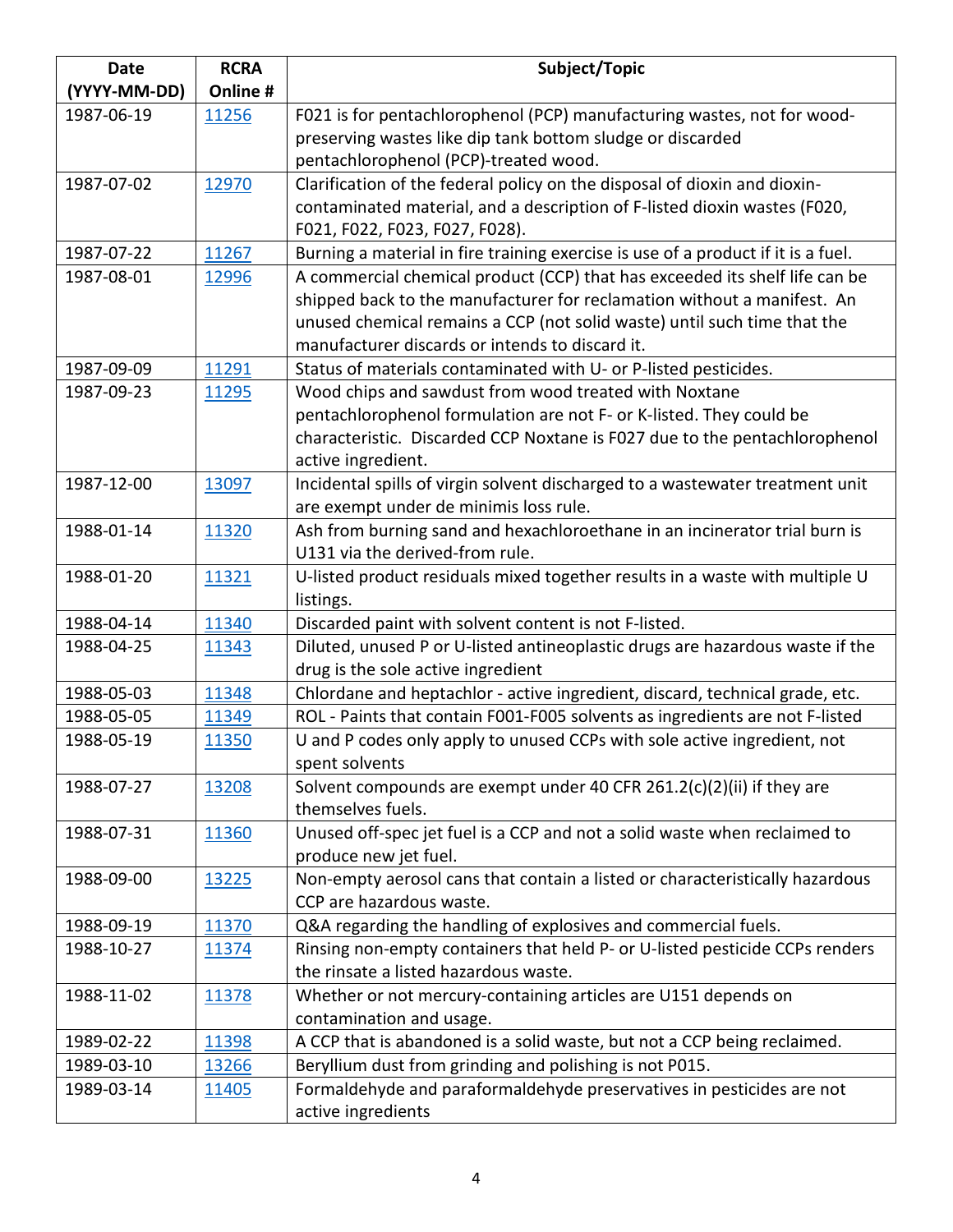| Date (YYYY-MM-DD) | RCRA Online # | Subject/Topic |
|---|---|---|
| 1987-06-19 | 11256 | F021 is for pentachlorophenol (PCP) manufacturing wastes, not for wood-preserving wastes like dip tank bottom sludge or discarded pentachlorophenol (PCP)-treated wood. |
| 1987-07-02 | 12970 | Clarification of the federal policy on the disposal of dioxin and dioxin-contaminated material, and a description of F-listed dioxin wastes (F020, F021, F022, F023, F027, F028). |
| 1987-07-22 | 11267 | Burning a material in fire training exercise is use of a product if it is a fuel. |
| 1987-08-01 | 12996 | A commercial chemical product (CCP) that has exceeded its shelf life can be shipped back to the manufacturer for reclamation without a manifest. An unused chemical remains a CCP (not solid waste) until such time that the manufacturer discards or intends to discard it. |
| 1987-09-09 | 11291 | Status of materials contaminated with U- or P-listed pesticides. |
| 1987-09-23 | 11295 | Wood chips and sawdust from wood treated with Noxtane pentachlorophenol formulation are not F- or K-listed. They could be characteristic. Discarded CCP Noxtane is F027 due to the pentachlorophenol active ingredient. |
| 1987-12-00 | 13097 | Incidental spills of virgin solvent discharged to a wastewater treatment unit are exempt under de minimis loss rule. |
| 1988-01-14 | 11320 | Ash from burning sand and hexachloroethane in an incinerator trial burn is U131 via the derived-from rule. |
| 1988-01-20 | 11321 | U-listed product residuals mixed together results in a waste with multiple U listings. |
| 1988-04-14 | 11340 | Discarded paint with solvent content is not F-listed. |
| 1988-04-25 | 11343 | Diluted, unused P or U-listed antineoplastic drugs are hazardous waste if the drug is the sole active ingredient |
| 1988-05-03 | 11348 | Chlordane and heptachlor - active ingredient, discard, technical grade, etc. |
| 1988-05-05 | 11349 | ROL - Paints that contain F001-F005 solvents as ingredients are not F-listed |
| 1988-05-19 | 11350 | U and P codes only apply to unused CCPs with sole active ingredient, not spent solvents |
| 1988-07-27 | 13208 | Solvent compounds are exempt under 40 CFR 261.2(c)(2)(ii) if they are themselves fuels. |
| 1988-07-31 | 11360 | Unused off-spec jet fuel is a CCP and not a solid waste when reclaimed to produce new jet fuel. |
| 1988-09-00 | 13225 | Non-empty aerosol cans that contain a listed or characteristically hazardous CCP are hazardous waste. |
| 1988-09-19 | 11370 | Q&A regarding the handling of explosives and commercial fuels. |
| 1988-10-27 | 11374 | Rinsing non-empty containers that held P- or U-listed pesticide CCPs renders the rinsate a listed hazardous waste. |
| 1988-11-02 | 11378 | Whether or not mercury-containing articles are U151 depends on contamination and usage. |
| 1989-02-22 | 11398 | A CCP that is abandoned is a solid waste, but not a CCP being reclaimed. |
| 1989-03-10 | 13266 | Beryllium dust from grinding and polishing is not P015. |
| 1989-03-14 | 11405 | Formaldehyde and paraformaldehyde preservatives in pesticides are not active ingredients |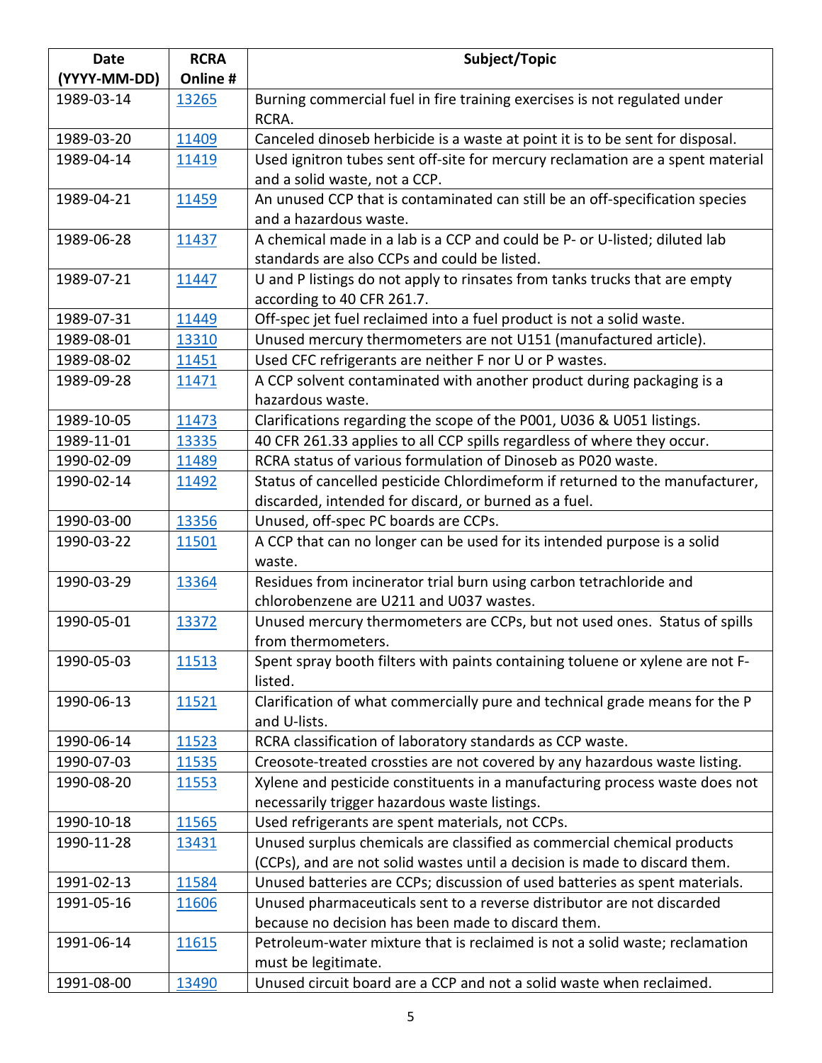| Date (YYYY-MM-DD) | RCRA Online # | Subject/Topic |
|---|---|---|
| 1989-03-14 | 13265 | Burning commercial fuel in fire training exercises is not regulated under RCRA. |
| 1989-03-20 | 11409 | Canceled dinoseb herbicide is a waste at point it is to be sent for disposal. |
| 1989-04-14 | 11419 | Used ignitron tubes sent off-site for mercury reclamation are a spent material and a solid waste, not a CCP. |
| 1989-04-21 | 11459 | An unused CCP that is contaminated can still be an off-specification species and a hazardous waste. |
| 1989-06-28 | 11437 | A chemical made in a lab is a CCP and could be P- or U-listed; diluted lab standards are also CCPs and could be listed. |
| 1989-07-21 | 11447 | U and P listings do not apply to rinsates from tanks trucks that are empty according to 40 CFR 261.7. |
| 1989-07-31 | 11449 | Off-spec jet fuel reclaimed into a fuel product is not a solid waste. |
| 1989-08-01 | 13310 | Unused mercury thermometers are not U151 (manufactured article). |
| 1989-08-02 | 11451 | Used CFC refrigerants are neither F nor U or P wastes. |
| 1989-09-28 | 11471 | A CCP solvent contaminated with another product during packaging is a hazardous waste. |
| 1989-10-05 | 11473 | Clarifications regarding the scope of the P001, U036 & U051 listings. |
| 1989-11-01 | 13335 | 40 CFR 261.33 applies to all CCP spills regardless of where they occur. |
| 1990-02-09 | 11489 | RCRA status of various formulation of Dinoseb as P020 waste. |
| 1990-02-14 | 11492 | Status of cancelled pesticide Chlordimeform if returned to the manufacturer, discarded, intended for discard, or burned as a fuel. |
| 1990-03-00 | 13356 | Unused, off-spec PC boards are CCPs. |
| 1990-03-22 | 11501 | A CCP that can no longer can be used for its intended purpose is a solid waste. |
| 1990-03-29 | 13364 | Residues from incinerator trial burn using carbon tetrachloride and chlorobenzene are U211 and U037 wastes. |
| 1990-05-01 | 13372 | Unused mercury thermometers are CCPs, but not used ones. Status of spills from thermometers. |
| 1990-05-03 | 11513 | Spent spray booth filters with paints containing toluene or xylene are not F-listed. |
| 1990-06-13 | 11521 | Clarification of what commercially pure and technical grade means for the P and U-lists. |
| 1990-06-14 | 11523 | RCRA classification of laboratory standards as CCP waste. |
| 1990-07-03 | 11535 | Creosote-treated crossties are not covered by any hazardous waste listing. |
| 1990-08-20 | 11553 | Xylene and pesticide constituents in a manufacturing process waste does not necessarily trigger hazardous waste listings. |
| 1990-10-18 | 11565 | Used refrigerants are spent materials, not CCPs. |
| 1990-11-28 | 13431 | Unused surplus chemicals are classified as commercial chemical products (CCPs), and are not solid wastes until a decision is made to discard them. |
| 1991-02-13 | 11584 | Unused batteries are CCPs; discussion of used batteries as spent materials. |
| 1991-05-16 | 11606 | Unused pharmaceuticals sent to a reverse distributor are not discarded because no decision has been made to discard them. |
| 1991-06-14 | 11615 | Petroleum-water mixture that is reclaimed is not a solid waste; reclamation must be legitimate. |
| 1991-08-00 | 13490 | Unused circuit board are a CCP and not a solid waste when reclaimed. |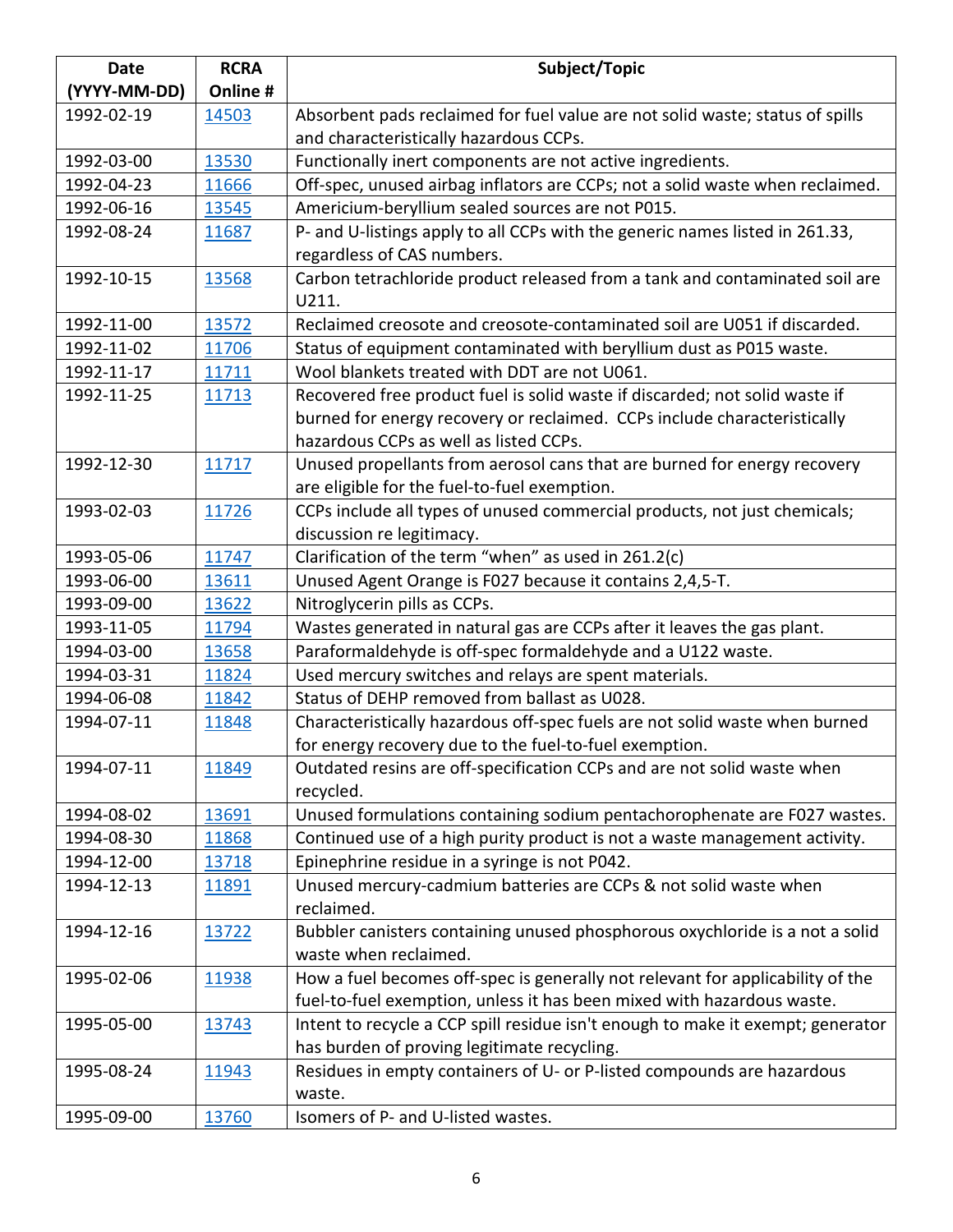| Date (YYYY-MM-DD) | RCRA Online # | Subject/Topic |
|---|---|---|
| 1992-02-19 | 14503 | Absorbent pads reclaimed for fuel value are not solid waste; status of spills and characteristically hazardous CCPs. |
| 1992-03-00 | 13530 | Functionally inert components are not active ingredients. |
| 1992-04-23 | 11666 | Off-spec, unused airbag inflators are CCPs; not a solid waste when reclaimed. |
| 1992-06-16 | 13545 | Americium-beryllium sealed sources are not P015. |
| 1992-08-24 | 11687 | P- and U-listings apply to all CCPs with the generic names listed in 261.33, regardless of CAS numbers. |
| 1992-10-15 | 13568 | Carbon tetrachloride product released from a tank and contaminated soil are U211. |
| 1992-11-00 | 13572 | Reclaimed creosote and creosote-contaminated soil are U051 if discarded. |
| 1992-11-02 | 11706 | Status of equipment contaminated with beryllium dust as P015 waste. |
| 1992-11-17 | 11711 | Wool blankets treated with DDT are not U061. |
| 1992-11-25 | 11713 | Recovered free product fuel is solid waste if discarded; not solid waste if burned for energy recovery or reclaimed. CCPs include characteristically hazardous CCPs as well as listed CCPs. |
| 1992-12-30 | 11717 | Unused propellants from aerosol cans that are burned for energy recovery are eligible for the fuel-to-fuel exemption. |
| 1993-02-03 | 11726 | CCPs include all types of unused commercial products, not just chemicals; discussion re legitimacy. |
| 1993-05-06 | 11747 | Clarification of the term "when" as used in 261.2(c) |
| 1993-06-00 | 13611 | Unused Agent Orange is F027 because it contains 2,4,5-T. |
| 1993-09-00 | 13622 | Nitroglycerin pills as CCPs. |
| 1993-11-05 | 11794 | Wastes generated in natural gas are CCPs after it leaves the gas plant. |
| 1994-03-00 | 13658 | Paraformaldehyde is off-spec formaldehyde and a U122 waste. |
| 1994-03-31 | 11824 | Used mercury switches and relays are spent materials. |
| 1994-06-08 | 11842 | Status of DEHP removed from ballast as U028. |
| 1994-07-11 | 11848 | Characteristically hazardous off-spec fuels are not solid waste when burned for energy recovery due to the fuel-to-fuel exemption. |
| 1994-07-11 | 11849 | Outdated resins are off-specification CCPs and are not solid waste when recycled. |
| 1994-08-02 | 13691 | Unused formulations containing sodium pentachorophenate are F027 wastes. |
| 1994-08-30 | 11868 | Continued use of a high purity product is not a waste management activity. |
| 1994-12-00 | 13718 | Epinephrine residue in a syringe is not P042. |
| 1994-12-13 | 11891 | Unused mercury-cadmium batteries are CCPs & not solid waste when reclaimed. |
| 1994-12-16 | 13722 | Bubbler canisters containing unused phosphorous oxychloride is a not a solid waste when reclaimed. |
| 1995-02-06 | 11938 | How a fuel becomes off-spec is generally not relevant for applicability of the fuel-to-fuel exemption, unless it has been mixed with hazardous waste. |
| 1995-05-00 | 13743 | Intent to recycle a CCP spill residue isn't enough to make it exempt; generator has burden of proving legitimate recycling. |
| 1995-08-24 | 11943 | Residues in empty containers of U- or P-listed compounds are hazardous waste. |
| 1995-09-00 | 13760 | Isomers of P- and U-listed wastes. |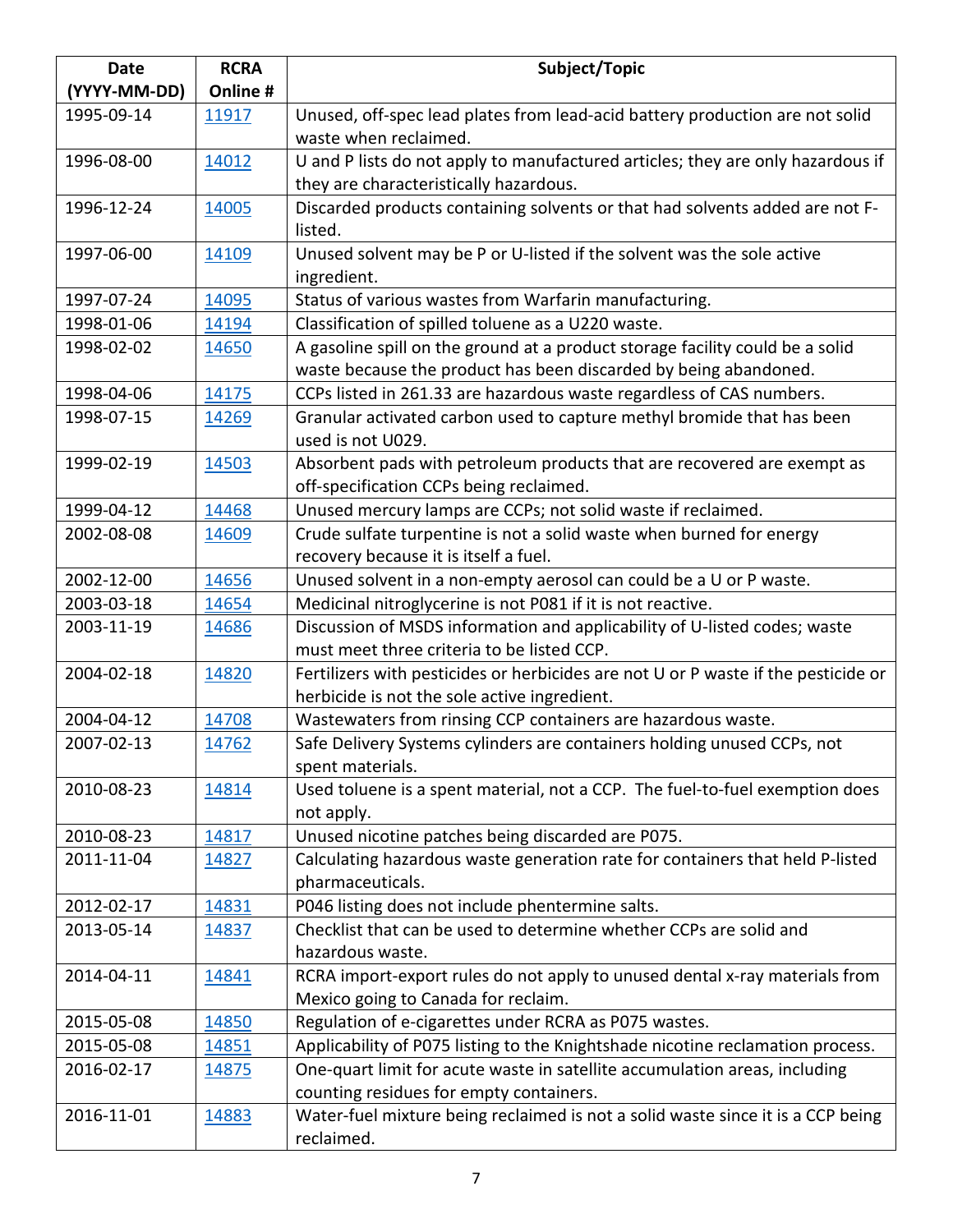| Date (YYYY-MM-DD) | RCRA Online # | Subject/Topic |
|---|---|---|
| 1995-09-14 | 11917 | Unused, off-spec lead plates from lead-acid battery production are not solid waste when reclaimed. |
| 1996-08-00 | 14012 | U and P lists do not apply to manufactured articles; they are only hazardous if they are characteristically hazardous. |
| 1996-12-24 | 14005 | Discarded products containing solvents or that had solvents added are not F-listed. |
| 1997-06-00 | 14109 | Unused solvent may be P or U-listed if the solvent was the sole active ingredient. |
| 1997-07-24 | 14095 | Status of various wastes from Warfarin manufacturing. |
| 1998-01-06 | 14194 | Classification of spilled toluene as a U220 waste. |
| 1998-02-02 | 14650 | A gasoline spill on the ground at a product storage facility could be a solid waste because the product has been discarded by being abandoned. |
| 1998-04-06 | 14175 | CCPs listed in 261.33 are hazardous waste regardless of CAS numbers. |
| 1998-07-15 | 14269 | Granular activated carbon used to capture methyl bromide that has been used is not U029. |
| 1999-02-19 | 14503 | Absorbent pads with petroleum products that are recovered are exempt as off-specification CCPs being reclaimed. |
| 1999-04-12 | 14468 | Unused mercury lamps are CCPs; not solid waste if reclaimed. |
| 2002-08-08 | 14609 | Crude sulfate turpentine is not a solid waste when burned for energy recovery because it is itself a fuel. |
| 2002-12-00 | 14656 | Unused solvent in a non-empty aerosol can could be a U or P waste. |
| 2003-03-18 | 14654 | Medicinal nitroglycerine is not P081 if it is not reactive. |
| 2003-11-19 | 14686 | Discussion of MSDS information and applicability of U-listed codes; waste must meet three criteria to be listed CCP. |
| 2004-02-18 | 14820 | Fertilizers with pesticides or herbicides are not U or P waste if the pesticide or herbicide is not the sole active ingredient. |
| 2004-04-12 | 14708 | Wastewaters from rinsing CCP containers are hazardous waste. |
| 2007-02-13 | 14762 | Safe Delivery Systems cylinders are containers holding unused CCPs, not spent materials. |
| 2010-08-23 | 14814 | Used toluene is a spent material, not a CCP. The fuel-to-fuel exemption does not apply. |
| 2010-08-23 | 14817 | Unused nicotine patches being discarded are P075. |
| 2011-11-04 | 14827 | Calculating hazardous waste generation rate for containers that held P-listed pharmaceuticals. |
| 2012-02-17 | 14831 | P046 listing does not include phentermine salts. |
| 2013-05-14 | 14837 | Checklist that can be used to determine whether CCPs are solid and hazardous waste. |
| 2014-04-11 | 14841 | RCRA import-export rules do not apply to unused dental x-ray materials from Mexico going to Canada for reclaim. |
| 2015-05-08 | 14850 | Regulation of e-cigarettes under RCRA as P075 wastes. |
| 2015-05-08 | 14851 | Applicability of P075 listing to the Knightshade nicotine reclamation process. |
| 2016-02-17 | 14875 | One-quart limit for acute waste in satellite accumulation areas, including counting residues for empty containers. |
| 2016-11-01 | 14883 | Water-fuel mixture being reclaimed is not a solid waste since it is a CCP being reclaimed. |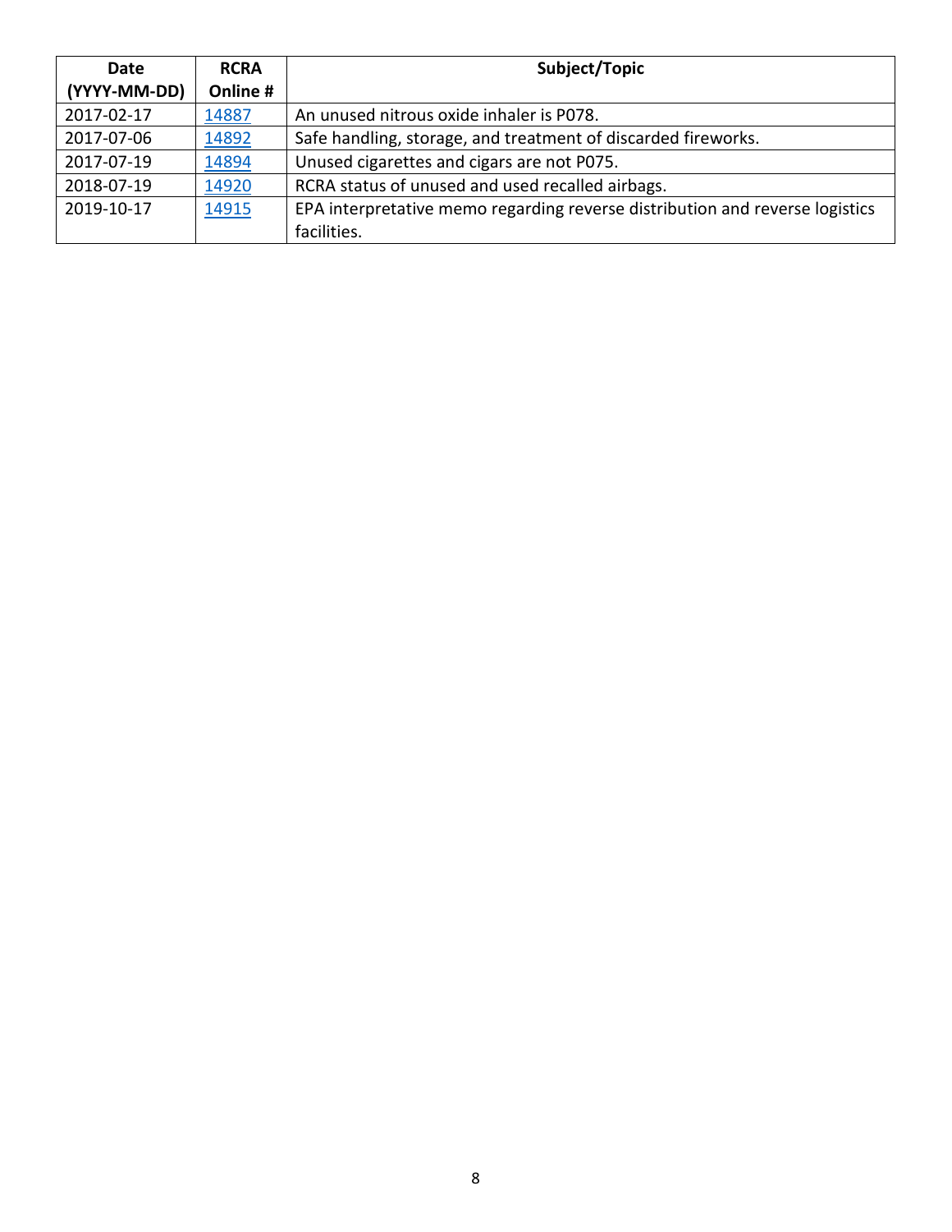| Date (YYYY-MM-DD) | RCRA Online # | Subject/Topic |
|---|---|---|
| 2017-02-17 | 14887 | An unused nitrous oxide inhaler is P078. |
| 2017-07-06 | 14892 | Safe handling, storage, and treatment of discarded fireworks. |
| 2017-07-19 | 14894 | Unused cigarettes and cigars are not P075. |
| 2018-07-19 | 14920 | RCRA status of unused and used recalled airbags. |
| 2019-10-17 | 14915 | EPA interpretative memo regarding reverse distribution and reverse logistics facilities. |